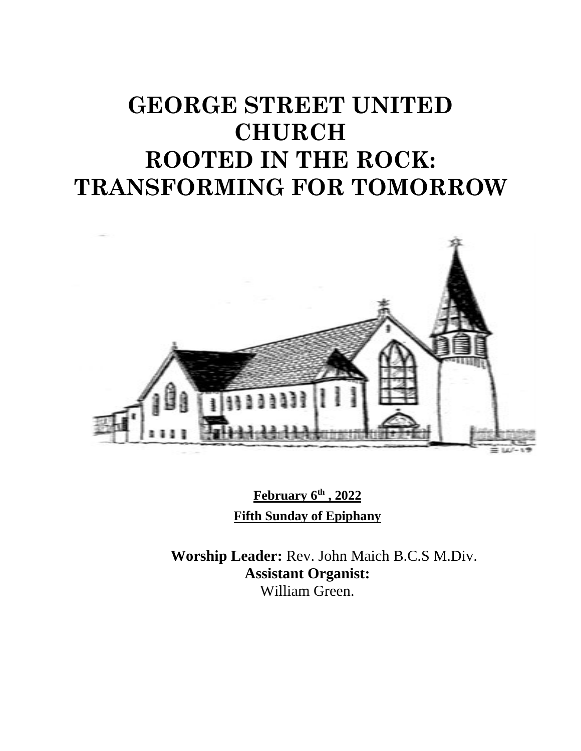# GEORGE STREET UNITED CHURCH
# ROOTED IN THE ROCK: TRANSFORMING FOR TOMORROW

**February 6th , 2022**

**Fifth Sunday of Epiphany**

**Worship Leader:** Rev. John Maich B.C.S M.Div.
**Assistant Organist:**
William Green.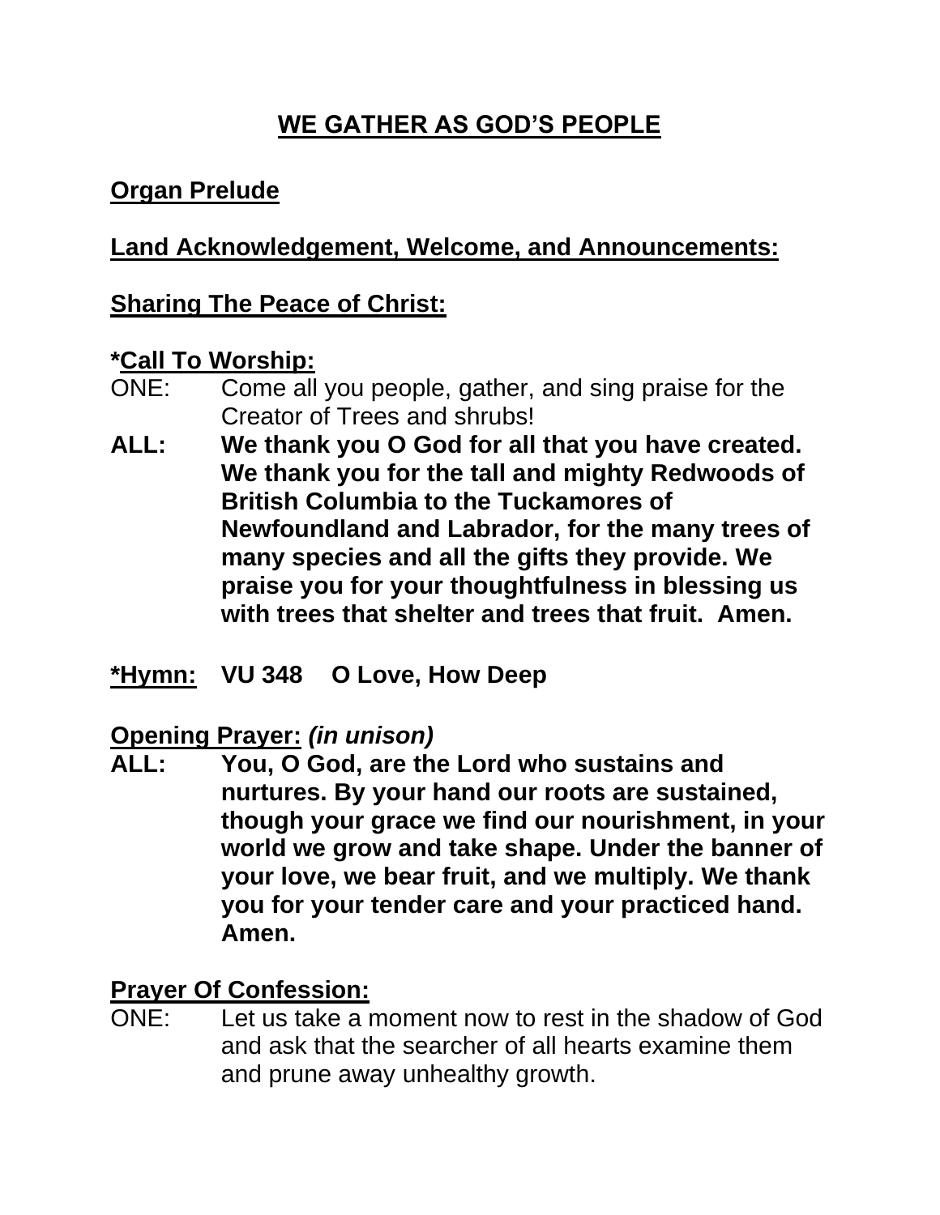## WE GATHER AS GOD'S PEOPLE

**Organ Prelude**

**Land Acknowledgement, Welcome, and Announcements:**

**Sharing The Peace of Christ:**

***Call To Worship:**

ONE: Come all you people, gather, and sing praise for the Creator of Trees and shrubs!

**ALL: We thank you O God for all that you have created. We thank you for the tall and mighty Redwoods of British Columbia to the Tuckamores of Newfoundland and Labrador, for the many trees of many species and all the gifts they provide. We praise you for your thoughtfulness in blessing us with trees that shelter and trees that fruit. Amen.**

***Hymn:** **VU 348 O Love, How Deep**

**Opening Prayer:** ***(in unison)***

**ALL: You, O God, are the Lord who sustains and nurtures. By your hand our roots are sustained, though your grace we find our nourishment, in your world we grow and take shape. Under the banner of your love, we bear fruit, and we multiply. We thank you for your tender care and your practiced hand. Amen.**

**Prayer Of Confession:**

ONE: Let us take a moment now to rest in the shadow of God and ask that the searcher of all hearts examine them and prune away unhealthy growth.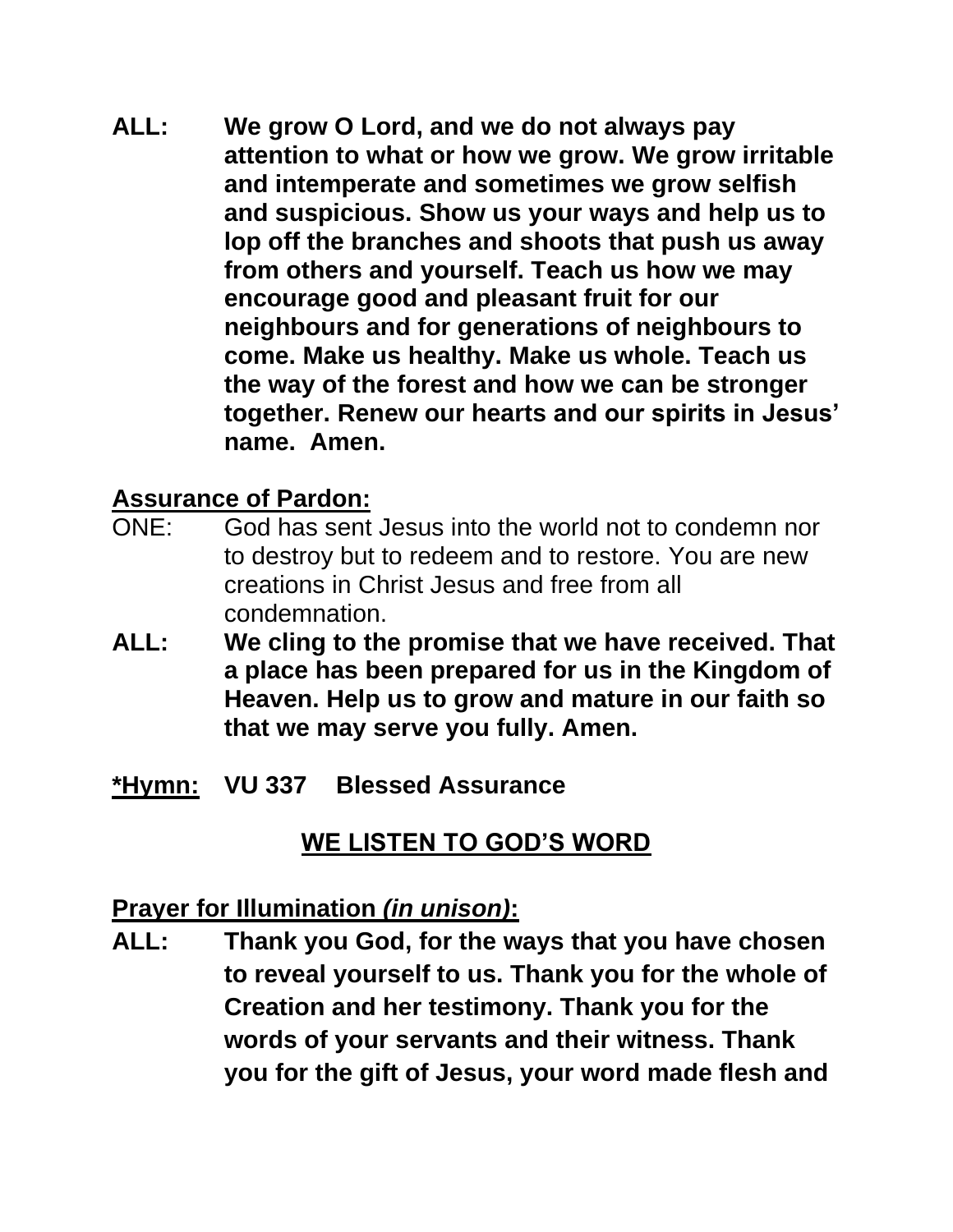**ALL: We grow O Lord, and we do not always pay attention to what or how we grow. We grow irritable and intemperate and sometimes we grow selfish and suspicious. Show us your ways and help us to lop off the branches and shoots that push us away from others and yourself. Teach us how we may encourage good and pleasant fruit for our neighbours and for generations of neighbours to come. Make us healthy. Make us whole. Teach us the way of the forest and how we can be stronger together. Renew our hearts and our spirits in Jesus' name. Amen.**

**Assurance of Pardon:**

ONE: God has sent Jesus into the world not to condemn nor to destroy but to redeem and to restore. You are new creations in Christ Jesus and free from all condemnation.

**ALL: We cling to the promise that we have received. That a place has been prepared for us in the Kingdom of Heaven. Help us to grow and mature in our faith so that we may serve you fully. Amen.**

**\*Hymn: VU 337 Blessed Assurance**

## WE LISTEN TO GOD'S WORD

**Prayer for Illumination *(in unison)*:**

**ALL: Thank you God, for the ways that you have chosen to reveal yourself to us. Thank you for the whole of Creation and her testimony. Thank you for the words of your servants and their witness. Thank you for the gift of Jesus, your word made flesh and**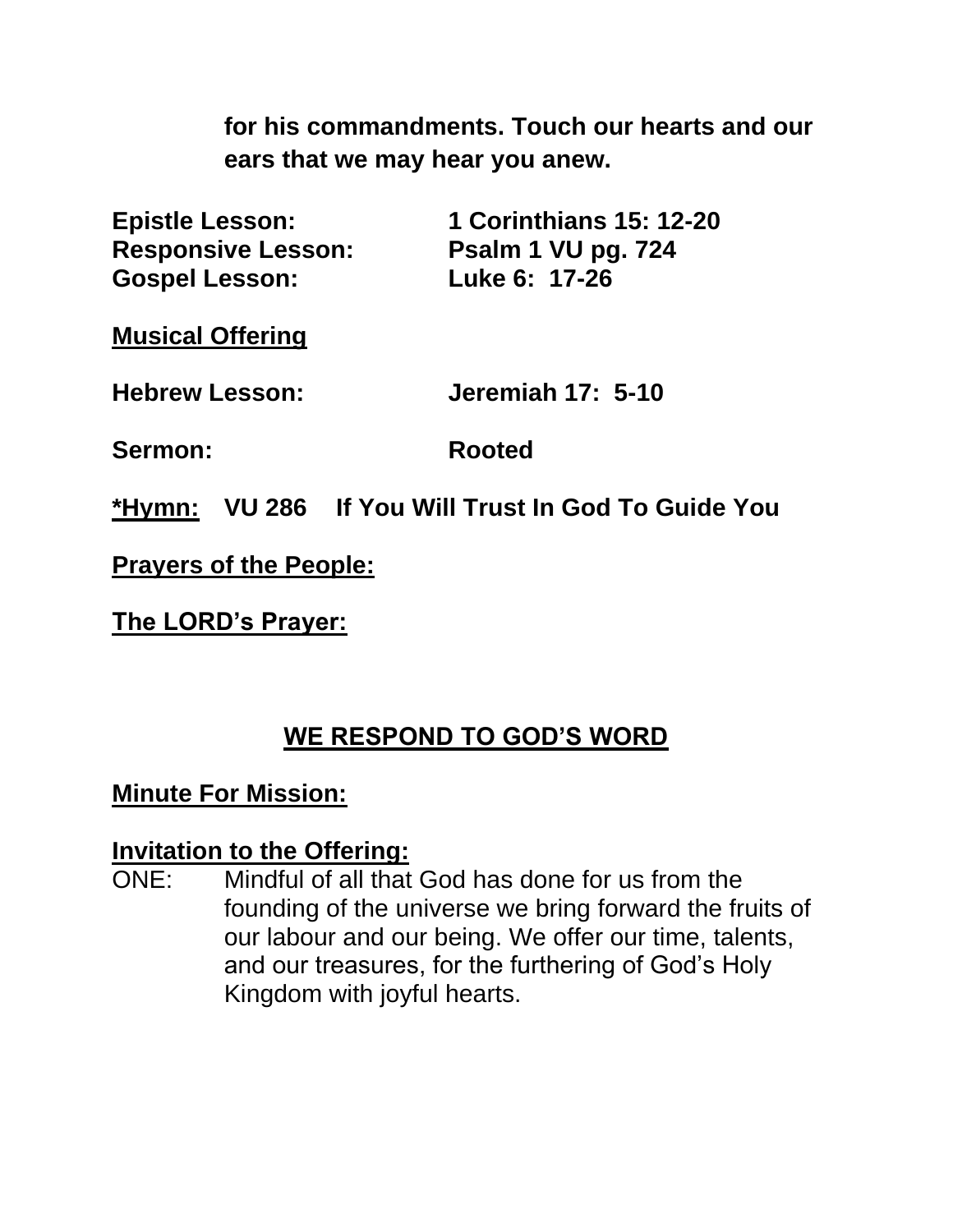**for his commandments. Touch our hearts and our ears that we may hear you anew.**

**Epistle Lesson:** **1 Corinthians 15: 12-20**
**Responsive Lesson:** **Psalm 1 VU pg. 724**
**Gospel Lesson:** **Luke 6: 17-26**

**Musical Offering**

**Hebrew Lesson:** **Jeremiah 17: 5-10**

**Sermon:** **Rooted**

**\*Hymn: VU 286 If You Will Trust In God To Guide You**

**Prayers of the People:**

**The LORD's Prayer:**

## WE RESPOND TO GOD'S WORD

**Minute For Mission:**

**Invitation to the Offering:**

ONE: Mindful of all that God has done for us from the founding of the universe we bring forward the fruits of our labour and our being. We offer our time, talents, and our treasures, for the furthering of God's Holy Kingdom with joyful hearts.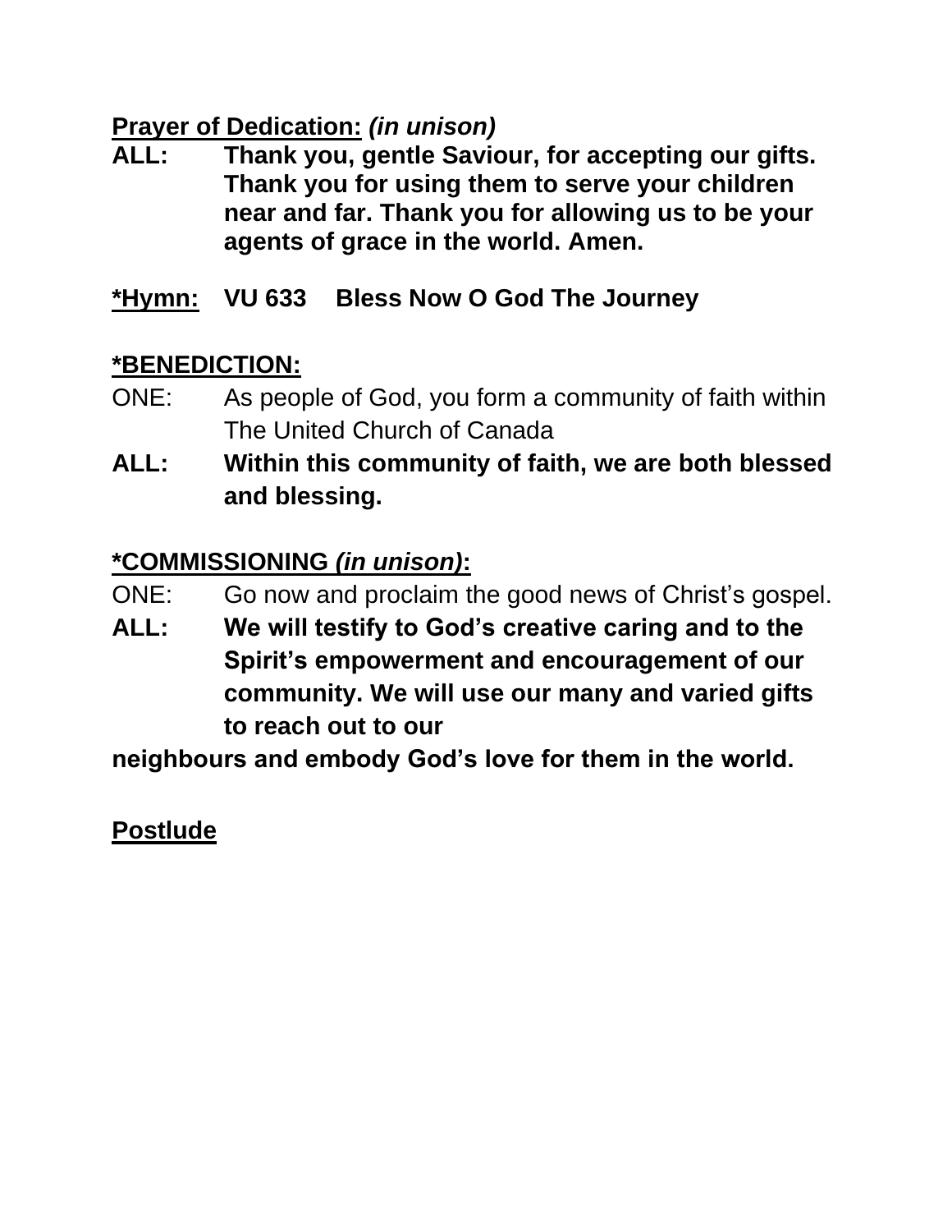**<u>Prayer of Dedication:</u>** ***(in unison)***

**ALL: Thank you, gentle Saviour, for accepting our gifts. Thank you for using them to serve your children near and far. Thank you for allowing us to be your agents of grace in the world. Amen.**

**<u>*Hymn:</u> VU 633 Bless Now O God The Journey**

**<u>*BENEDICTION:</u>**

ONE: As people of God, you form a community of faith within The United Church of Canada

**ALL: Within this community of faith, we are both blessed and blessing.**

**<u>*COMMISSIONING *(in unison)*</u>:**

ONE: Go now and proclaim the good news of Christ's gospel.

**ALL: We will testify to God's creative caring and to the Spirit's empowerment and encouragement of our community. We will use our many and varied gifts to reach out to our neighbours and embody God's love for them in the world.**

**<u>Postlude</u>**